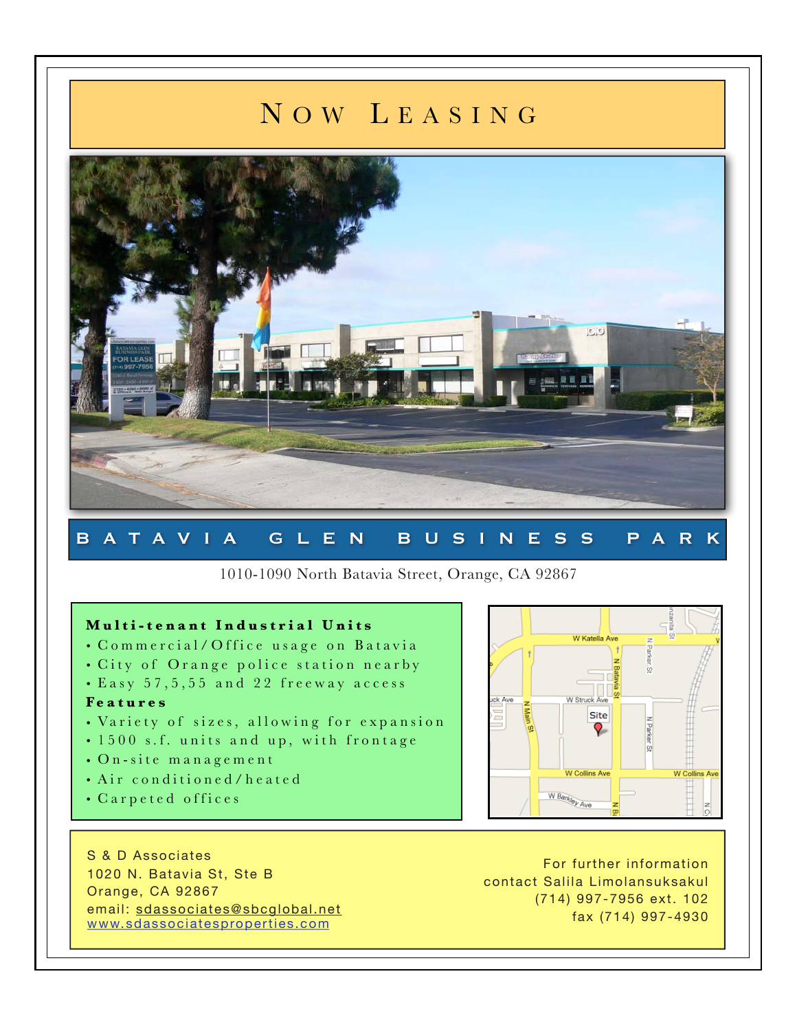# Now Leasing

## BATAVIA GLEN BUSINESS PARK

1010-1090 North Batavia Street, Orange, CA 92867

**Multi-tenant Industrial Units**

- Commercial/Office usage on Batavia
- City of Orange police station nearby
- Easy 57,5,55 and 22 freeway access

**Features**

- Variety of sizes, allowing for expansion
- 1500 s.f. units and up, with frontage
- On-site management
- Air conditioned/heated
- Carpeted offices

S & D Associates
1020 N. Batavia St, Ste B
Orange, CA 92867
email: sdassociates@sbcglobal.net
www.sdassociatesproperties.com

For further information
contact Salila Limolansuksakul
(714) 997-7956 ext. 102
fax (714) 997-4930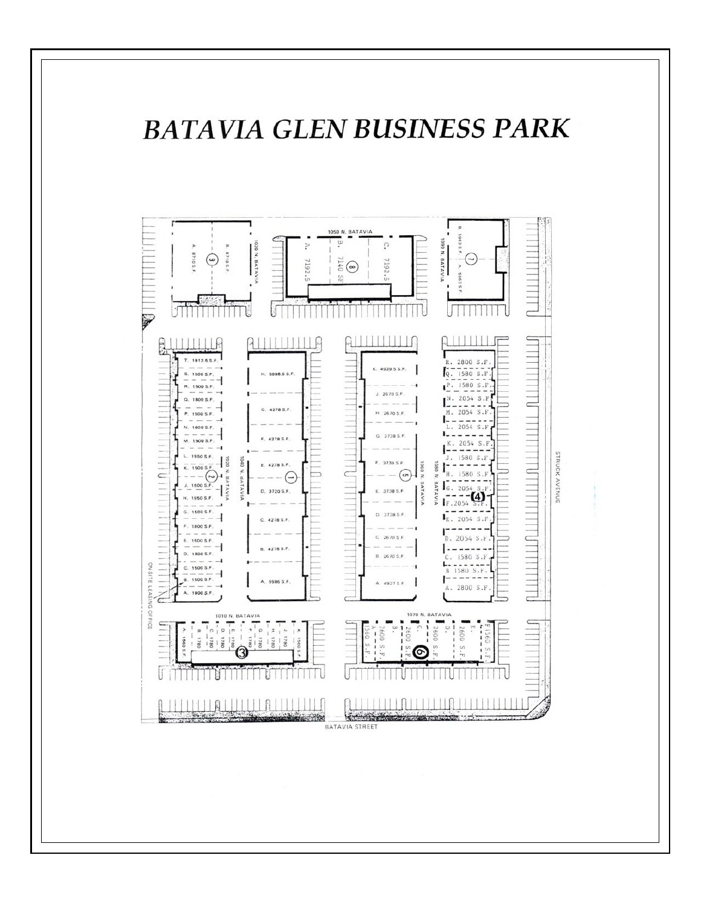# BATAVIA GLEN BUSINESS PARK

1050 N. BATAVIA

A. 8710 S.F.
B. 8710 S.F.
9
1020 N. BATAVIA

A. 7192.5
B. 7140 SF
C. 7192.5
8

B. 5963 S.F.
A. 5963 S.F.
7
1090 N. BATAVIA

T. 1912.5 S.F.
S. 1500 S.F.
R. 1500 S.F.
Q. 1800 S.F.
P. 1500 S.F.
N. 1800 S.F.
M. 1500 S.F.
L. 1950 S.F.
K. 1500 S.F.
J. 1500 S.F.
H. 1950 S.F.
G. 1500 S.F.
F. 1800 S.F.
E. 1500 S.F.
D. 1800 S.F.
C. 1500 S.F.
B. 1500 S.F.
A. 1900 S.F.
2
1020 N. BATAVIA

H. 5098.5 S.F.
G. 4278 S.F.
F. 4278 S.F.
E. 4278 S.F.
D. 3720 S.F.
C. 4278 S.F.
B. 4278 S.F.
A. 5986 S.F.
1
1040 N. BATAVIA

K. 4939.5 S.F.
J. 2670 S.F.
H. 2670 S.F.
G. 3738 S.F.
F. 3738 S.F.
E. 3738 S.F.
D. 3738 S.F.
C. 2670 S.F.
B. 2670 S.F.
A. 4927 S.F.
5
1060 N. BATAVIA

R. 2800 S.F.
Q. 1580 S.F.
P. 1580 S.F.
N. 2054 S.F.
M. 2054 S.F.
L. 2054 S.F.
K. 2054 S.F.
J. 1580 S.F.
H. 1580 S.F.
G. 2054 S.F.
F. 2054 S.F.
E. 2054 S.F.
D. 2054 S.F.
C. 1580 S.F.
B. 1580 S.F.
A. 2800 S.F.
4
1080 N. BATAVIA

STRUCK AVENUE

ON-SITE LEASING OFFICE

1010 N. BATAVIA

A. 1560 S.F.
B. 1780
C. 1780
D. 1780
E. 1780
F. 1780
G. 1780
H. 1780
J. 1780
K. 1560 S.F.
3

1070 N. BATAVIA

A. 1560 S.F.
B. 2600 S.F.
C. 2600 S.F.
D. 2600 S.F.
E. 1560 S.F.
6

BATAVIA STREET